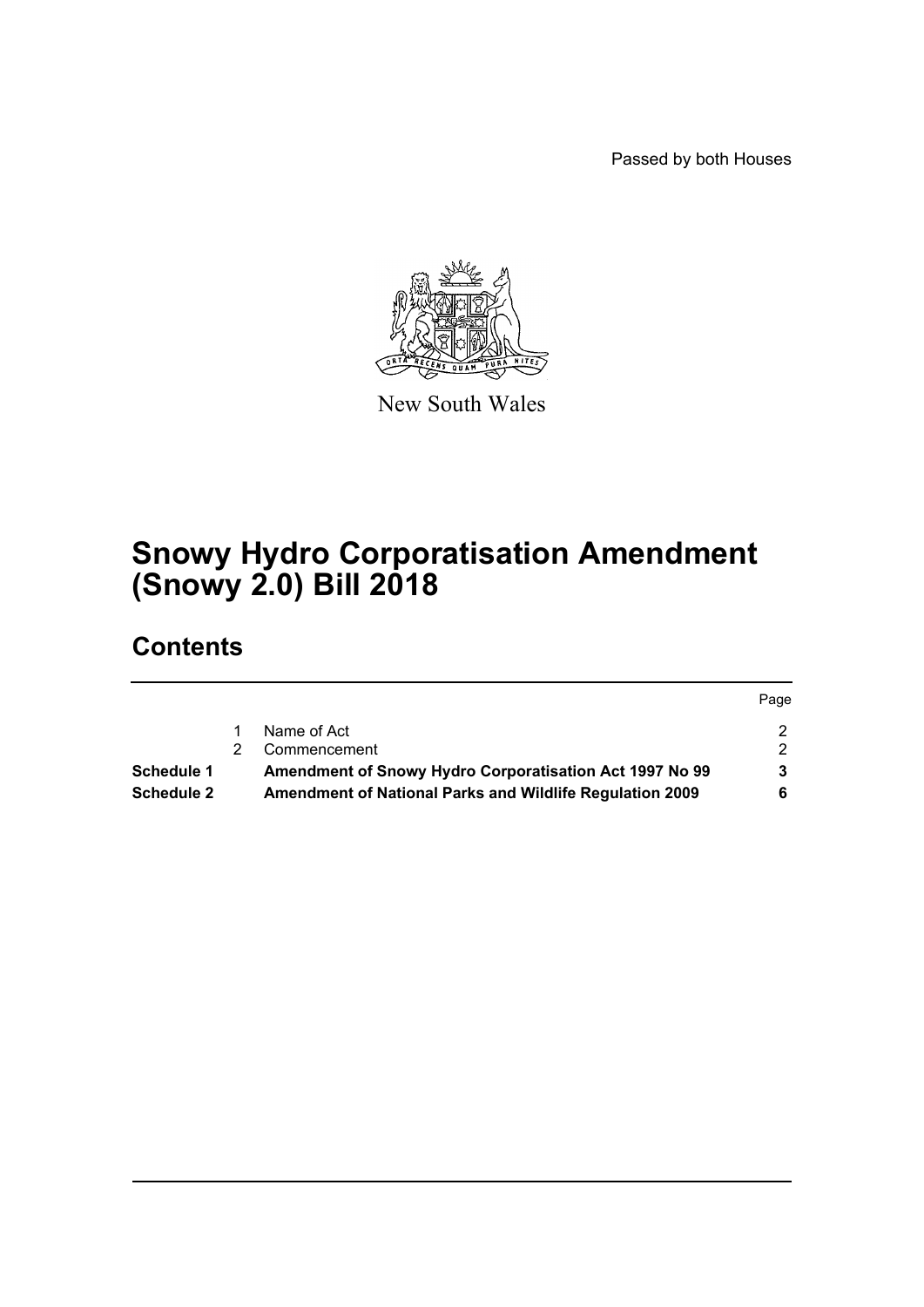Passed by both Houses

New South Wales

# Snowy Hydro Corporatisation Amendment (Snowy 2.0) Bill 2018

## Contents

| | | | Page |
|---|---|---|---|
| | 1 | Name of Act | 2 |
| | 2 | Commencement | 2 |
| **Schedule 1** | | **Amendment of Snowy Hydro Corporatisation Act 1997 No 99** | **3** |
| **Schedule 2** | | **Amendment of National Parks and Wildlife Regulation 2009** | **6** |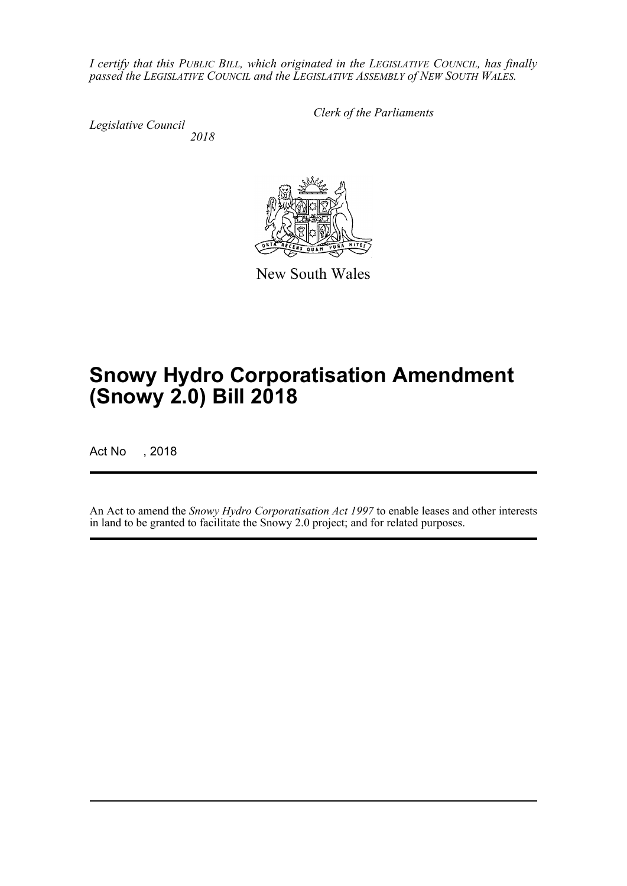*I certify that this PUBLIC BILL, which originated in the LEGISLATIVE COUNCIL, has finally passed the LEGISLATIVE COUNCIL and the LEGISLATIVE ASSEMBLY of NEW SOUTH WALES.*

*Clerk of the Parliaments*

*Legislative Council*
*2018*

New South Wales

# Snowy Hydro Corporatisation Amendment (Snowy 2.0) Bill 2018

Act No , 2018

An Act to amend the *Snowy Hydro Corporatisation Act 1997* to enable leases and other interests in land to be granted to facilitate the Snowy 2.0 project; and for related purposes.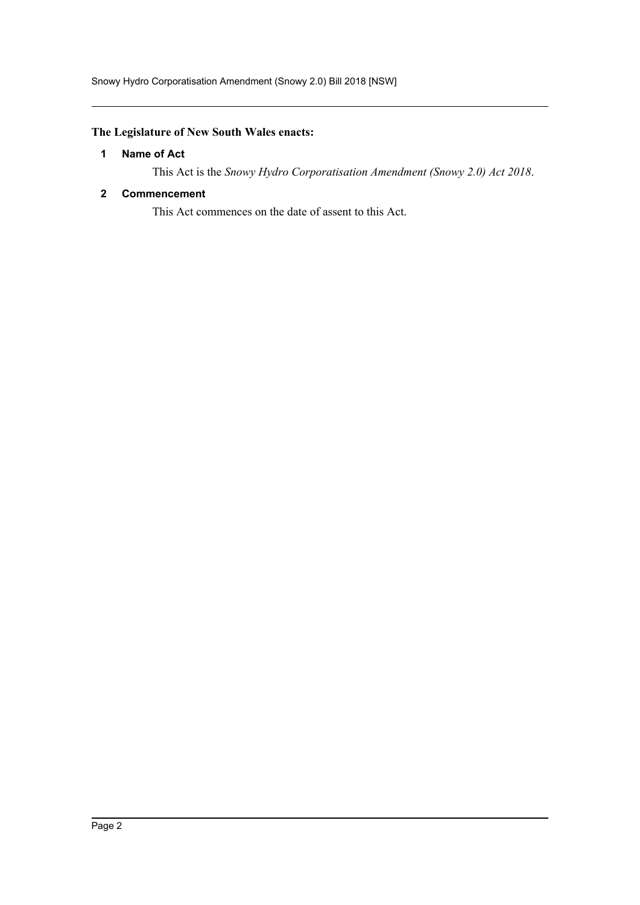**The Legislature of New South Wales enacts:**

## 1 Name of Act

This Act is the *Snowy Hydro Corporatisation Amendment (Snowy 2.0) Act 2018*.

## 2 Commencement

This Act commences on the date of assent to this Act.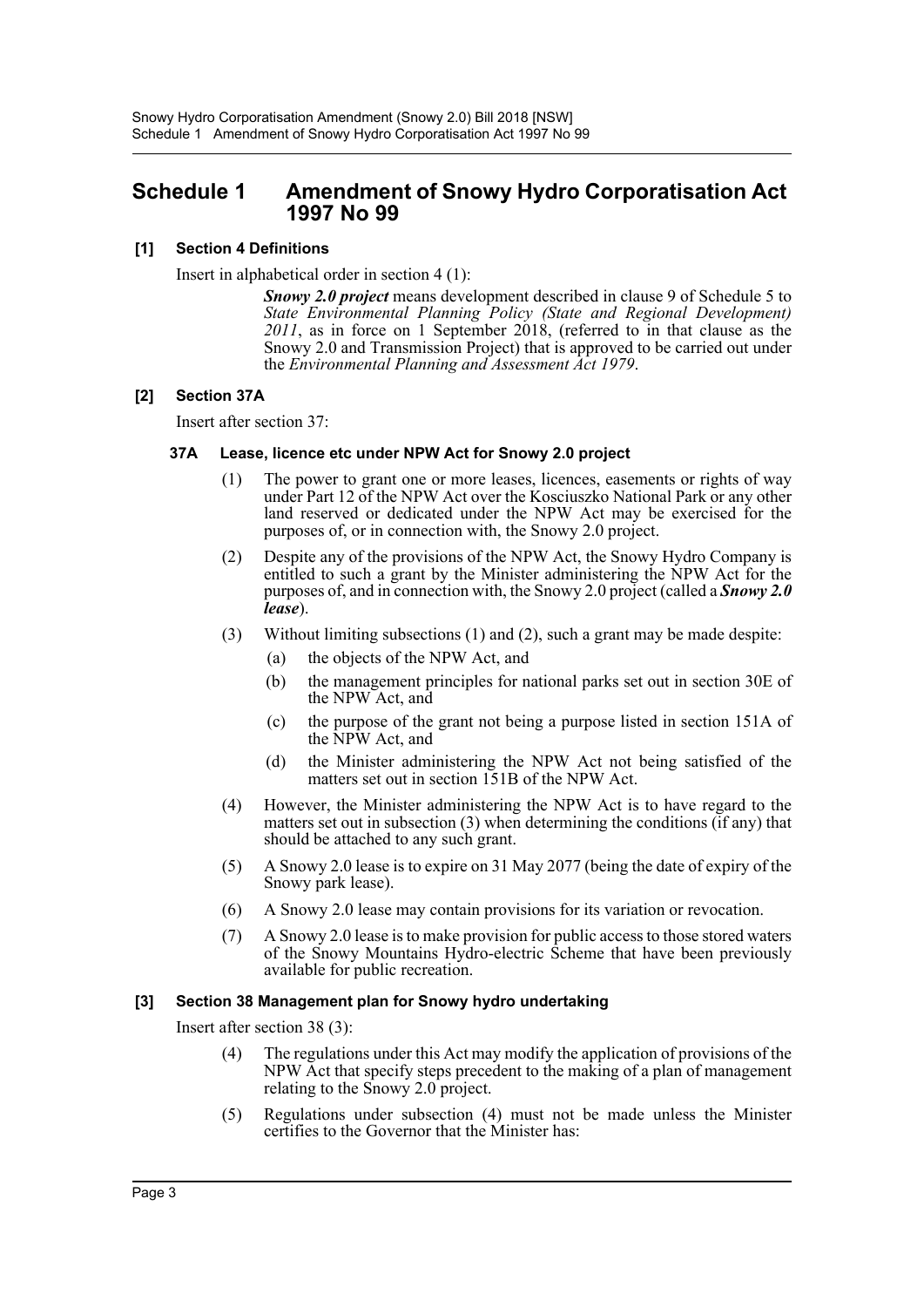# Schedule 1 Amendment of Snowy Hydro Corporatisation Act 1997 No 99

## [1] Section 4 Definitions

Insert in alphabetical order in section 4 (1):

> ***Snowy 2.0 project*** means development described in clause 9 of Schedule 5 to *State Environmental Planning Policy (State and Regional Development) 2011*, as in force on 1 September 2018, (referred to in that clause as the Snowy 2.0 and Transmission Project) that is approved to be carried out under the *Environmental Planning and Assessment Act 1979*.

## [2] Section 37A

Insert after section 37:

### 37A Lease, licence etc under NPW Act for Snowy 2.0 project

(1) The power to grant one or more leases, licences, easements or rights of way under Part 12 of the NPW Act over the Kosciuszko National Park or any other land reserved or dedicated under the NPW Act may be exercised for the purposes of, or in connection with, the Snowy 2.0 project.

(2) Despite any of the provisions of the NPW Act, the Snowy Hydro Company is entitled to such a grant by the Minister administering the NPW Act for the purposes of, and in connection with, the Snowy 2.0 project (called a ***Snowy 2.0 lease***).

(3) Without limiting subsections (1) and (2), such a grant may be made despite:

- (a) the objects of the NPW Act, and
- (b) the management principles for national parks set out in section 30E of the NPW Act, and
- (c) the purpose of the grant not being a purpose listed in section 151A of the NPW Act, and
- (d) the Minister administering the NPW Act not being satisfied of the matters set out in section 151B of the NPW Act.

(4) However, the Minister administering the NPW Act is to have regard to the matters set out in subsection (3) when determining the conditions (if any) that should be attached to any such grant.

(5) A Snowy 2.0 lease is to expire on 31 May 2077 (being the date of expiry of the Snowy park lease).

(6) A Snowy 2.0 lease may contain provisions for its variation or revocation.

(7) A Snowy 2.0 lease is to make provision for public access to those stored waters of the Snowy Mountains Hydro-electric Scheme that have been previously available for public recreation.

## [3] Section 38 Management plan for Snowy hydro undertaking

Insert after section 38 (3):

(4) The regulations under this Act may modify the application of provisions of the NPW Act that specify steps precedent to the making of a plan of management relating to the Snowy 2.0 project.

(5) Regulations under subsection (4) must not be made unless the Minister certifies to the Governor that the Minister has: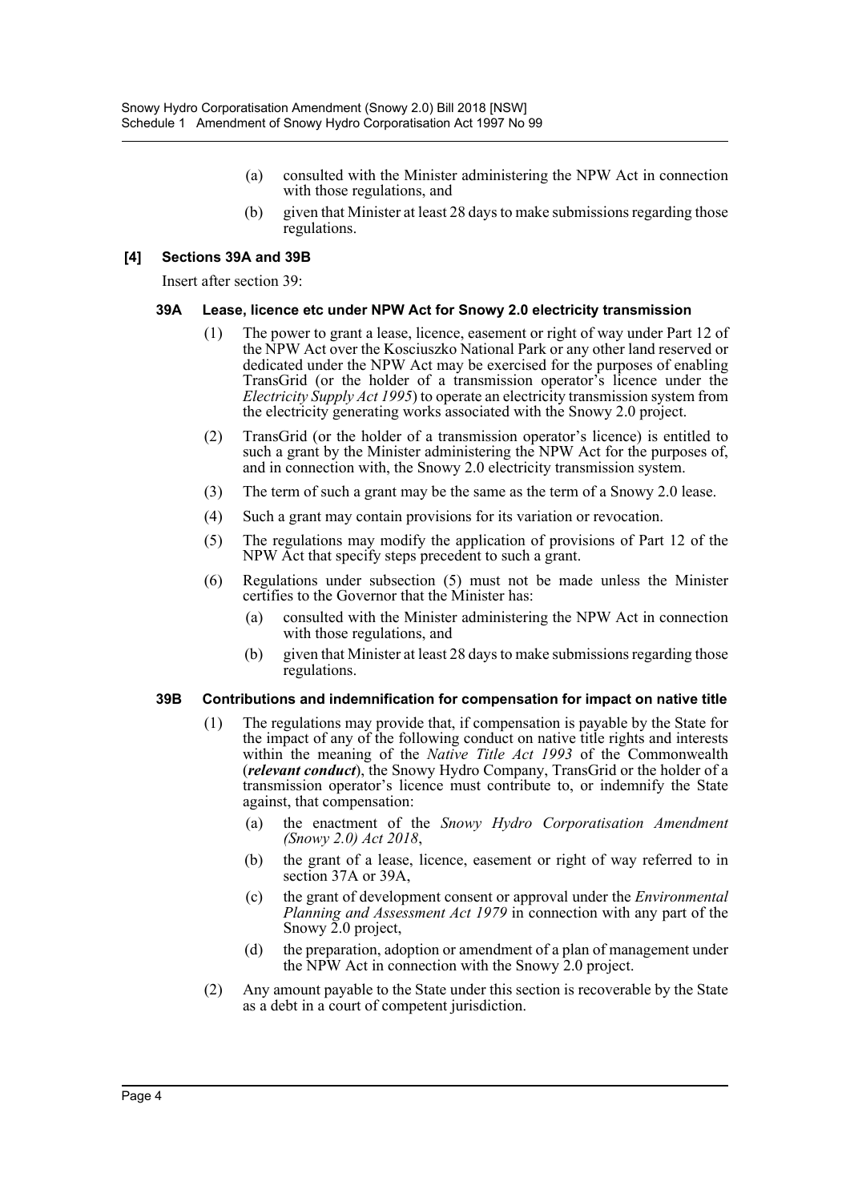(a) consulted with the Minister administering the NPW Act in connection with those regulations, and

(b) given that Minister at least 28 days to make submissions regarding those regulations.

### [4] Sections 39A and 39B

Insert after section 39:

#### 39A Lease, licence etc under NPW Act for Snowy 2.0 electricity transmission

(1) The power to grant a lease, licence, easement or right of way under Part 12 of the NPW Act over the Kosciuszko National Park or any other land reserved or dedicated under the NPW Act may be exercised for the purposes of enabling TransGrid (or the holder of a transmission operator's licence under the *Electricity Supply Act 1995*) to operate an electricity transmission system from the electricity generating works associated with the Snowy 2.0 project.

(2) TransGrid (or the holder of a transmission operator's licence) is entitled to such a grant by the Minister administering the NPW Act for the purposes of, and in connection with, the Snowy 2.0 electricity transmission system.

(3) The term of such a grant may be the same as the term of a Snowy 2.0 lease.

(4) Such a grant may contain provisions for its variation or revocation.

(5) The regulations may modify the application of provisions of Part 12 of the NPW Act that specify steps precedent to such a grant.

(6) Regulations under subsection (5) must not be made unless the Minister certifies to the Governor that the Minister has:

(a) consulted with the Minister administering the NPW Act in connection with those regulations, and

(b) given that Minister at least 28 days to make submissions regarding those regulations.

#### 39B Contributions and indemnification for compensation for impact on native title

(1) The regulations may provide that, if compensation is payable by the State for the impact of any of the following conduct on native title rights and interests within the meaning of the *Native Title Act 1993* of the Commonwealth (***relevant conduct***), the Snowy Hydro Company, TransGrid or the holder of a transmission operator's licence must contribute to, or indemnify the State against, that compensation:

(a) the enactment of the *Snowy Hydro Corporatisation Amendment (Snowy 2.0) Act 2018*,

(b) the grant of a lease, licence, easement or right of way referred to in section 37A or 39A,

(c) the grant of development consent or approval under the *Environmental Planning and Assessment Act 1979* in connection with any part of the Snowy 2.0 project,

(d) the preparation, adoption or amendment of a plan of management under the NPW Act in connection with the Snowy 2.0 project.

(2) Any amount payable to the State under this section is recoverable by the State as a debt in a court of competent jurisdiction.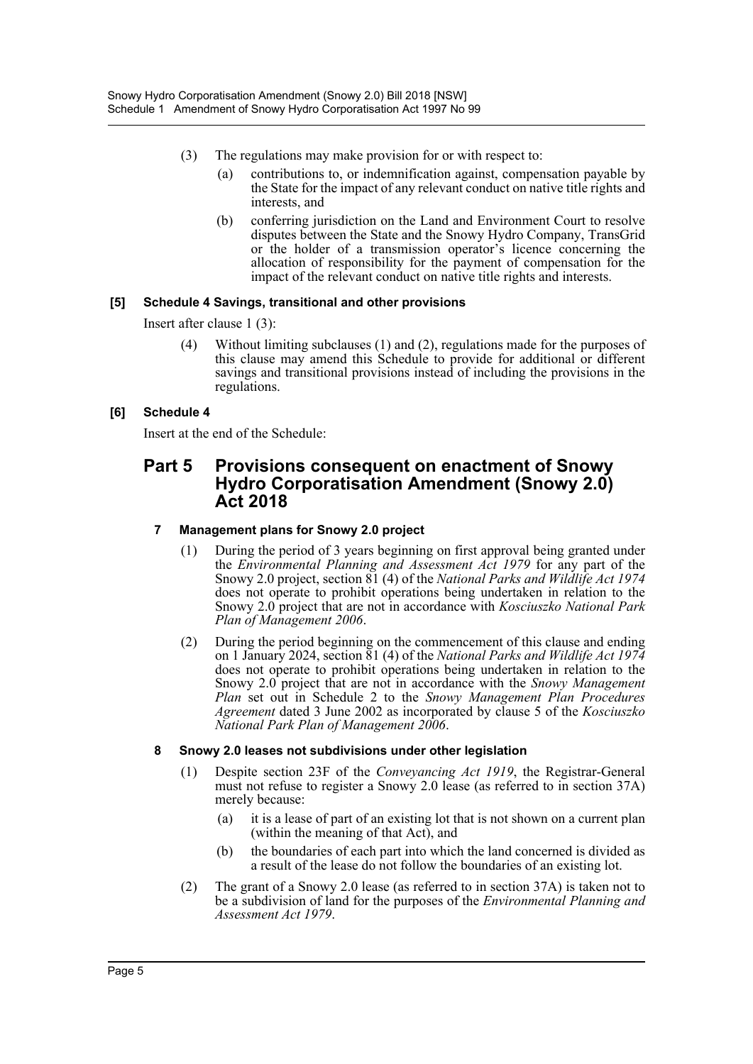(3) The regulations may make provision for or with respect to:

(a) contributions to, or indemnification against, compensation payable by the State for the impact of any relevant conduct on native title rights and interests, and

(b) conferring jurisdiction on the Land and Environment Court to resolve disputes between the State and the Snowy Hydro Company, TransGrid or the holder of a transmission operator's licence concerning the allocation of responsibility for the payment of compensation for the impact of the relevant conduct on native title rights and interests.

#### [5] Schedule 4 Savings, transitional and other provisions

Insert after clause 1 (3):

(4) Without limiting subclauses (1) and (2), regulations made for the purposes of this clause may amend this Schedule to provide for additional or different savings and transitional provisions instead of including the provisions in the regulations.

#### [6] Schedule 4

Insert at the end of the Schedule:

## Part 5 Provisions consequent on enactment of Snowy Hydro Corporatisation Amendment (Snowy 2.0) Act 2018

### 7 Management plans for Snowy 2.0 project

(1) During the period of 3 years beginning on first approval being granted under the *Environmental Planning and Assessment Act 1979* for any part of the Snowy 2.0 project, section 81 (4) of the *National Parks and Wildlife Act 1974* does not operate to prohibit operations being undertaken in relation to the Snowy 2.0 project that are not in accordance with *Kosciuszko National Park Plan of Management 2006*.

(2) During the period beginning on the commencement of this clause and ending on 1 January 2024, section 81 (4) of the *National Parks and Wildlife Act 1974* does not operate to prohibit operations being undertaken in relation to the Snowy 2.0 project that are not in accordance with the *Snowy Management Plan* set out in Schedule 2 to the *Snowy Management Plan Procedures Agreement* dated 3 June 2002 as incorporated by clause 5 of the *Kosciuszko National Park Plan of Management 2006*.

### 8 Snowy 2.0 leases not subdivisions under other legislation

(1) Despite section 23F of the *Conveyancing Act 1919*, the Registrar-General must not refuse to register a Snowy 2.0 lease (as referred to in section 37A) merely because:

(a) it is a lease of part of an existing lot that is not shown on a current plan (within the meaning of that Act), and

(b) the boundaries of each part into which the land concerned is divided as a result of the lease do not follow the boundaries of an existing lot.

(2) The grant of a Snowy 2.0 lease (as referred to in section 37A) is taken not to be a subdivision of land for the purposes of the *Environmental Planning and Assessment Act 1979*.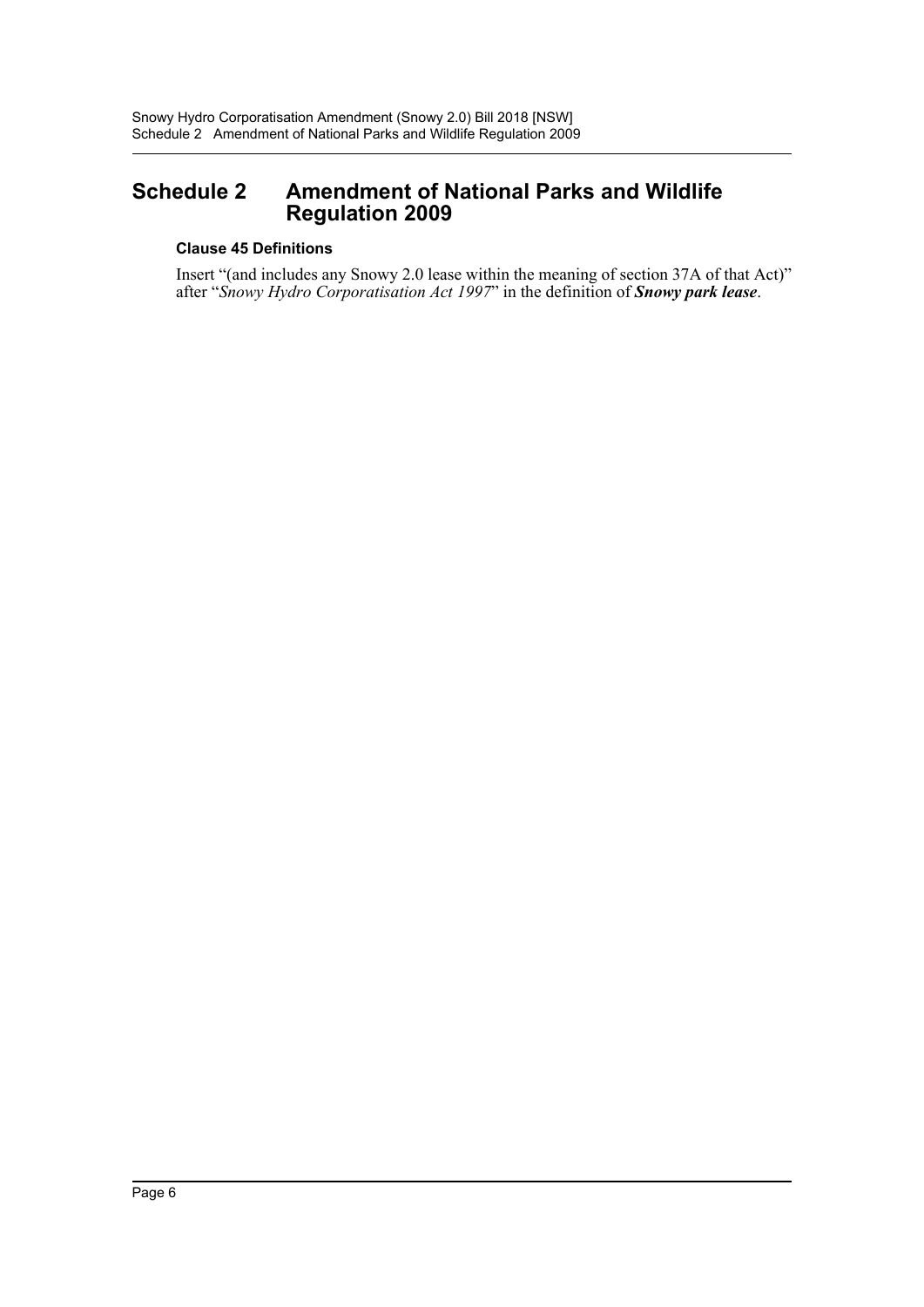# Schedule 2 Amendment of National Parks and Wildlife Regulation 2009

### Clause 45 Definitions

Insert "(and includes any Snowy 2.0 lease within the meaning of section 37A of that Act)" after "*Snowy Hydro Corporatisation Act 1997*" in the definition of ***Snowy park lease***.